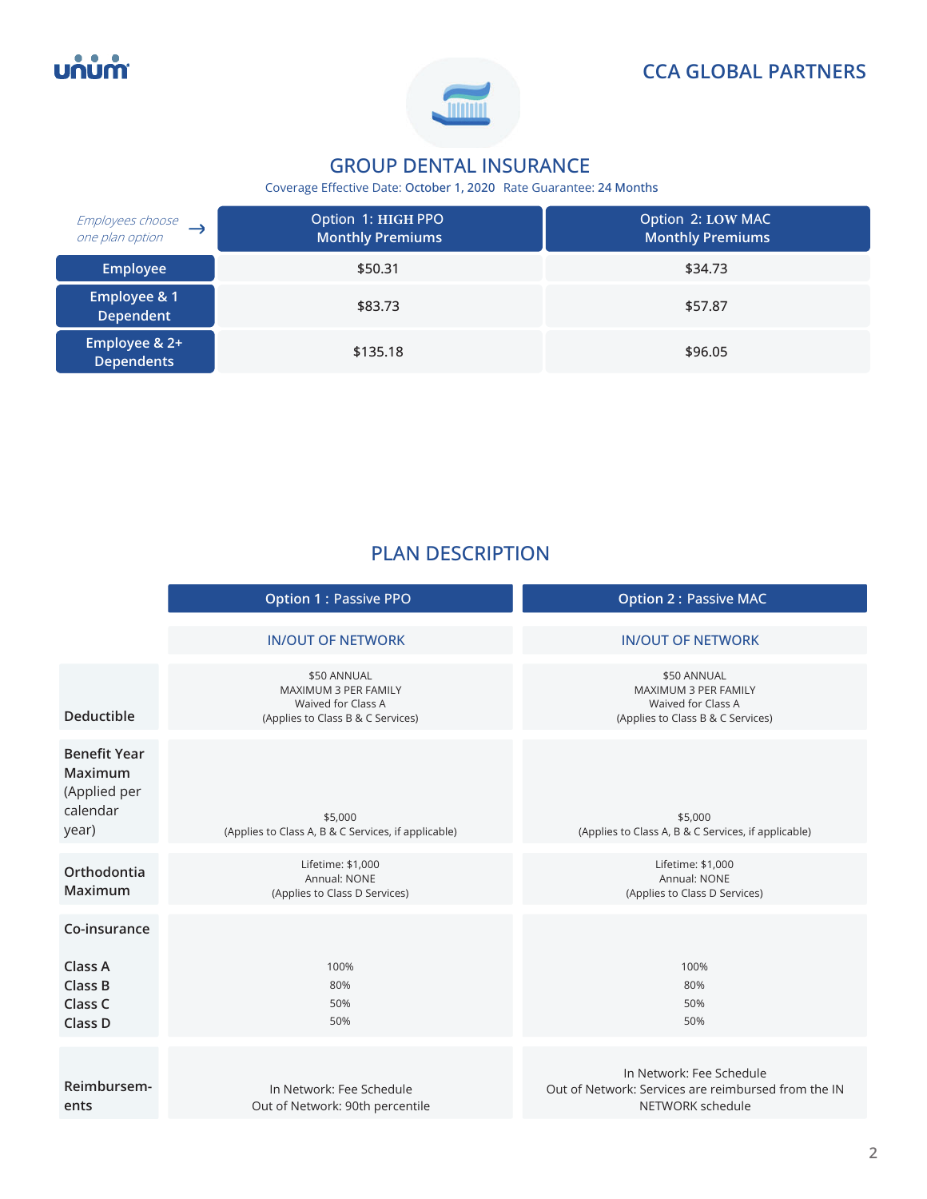unum

CCA GLOBAL PARTNERS

# GROUP DENTAL INSURANCE

Coverage Effective Date: October 1, 2020 Rate Guarantee: 24 Months

| *Employees choose one plan option* → | Option 1: HIGH PPO Monthly Premiums | Option 2: LOW MAC Monthly Premiums |
|---|---|---|
| Employee | $50.31 | $34.73 |
| Employee & 1 Dependent | $83.73 | $57.87 |
| Employee & 2+ Dependents | $135.18 | $96.05 |

## PLAN DESCRIPTION

| | Option 1 : Passive PPO | Option 2 : Passive MAC |
|---|---|---|
| | IN/OUT OF NETWORK | IN/OUT OF NETWORK |
| Deductible | $50 ANNUAL<br>MAXIMUM 3 PER FAMILY<br>Waived for Class A<br>(Applies to Class B & C Services) | $50 ANNUAL<br>MAXIMUM 3 PER FAMILY<br>Waived for Class A<br>(Applies to Class B & C Services) |
| Benefit Year Maximum (Applied per calendar year) | $5,000<br>(Applies to Class A, B & C Services, if applicable) | $5,000<br>(Applies to Class A, B & C Services, if applicable) |
| Orthodontia Maximum | Lifetime: $1,000<br>Annual: NONE<br>(Applies to Class D Services) | Lifetime: $1,000<br>Annual: NONE<br>(Applies to Class D Services) |
| Co-insurance<br><br>Class A<br>Class B<br>Class C<br>Class D | <br><br>100%<br>80%<br>50%<br>50% | <br><br>100%<br>80%<br>50%<br>50% |
| Reimbursements | In Network: Fee Schedule<br>Out of Network: 90th percentile | In Network: Fee Schedule<br>Out of Network: Services are reimbursed from the IN NETWORK schedule |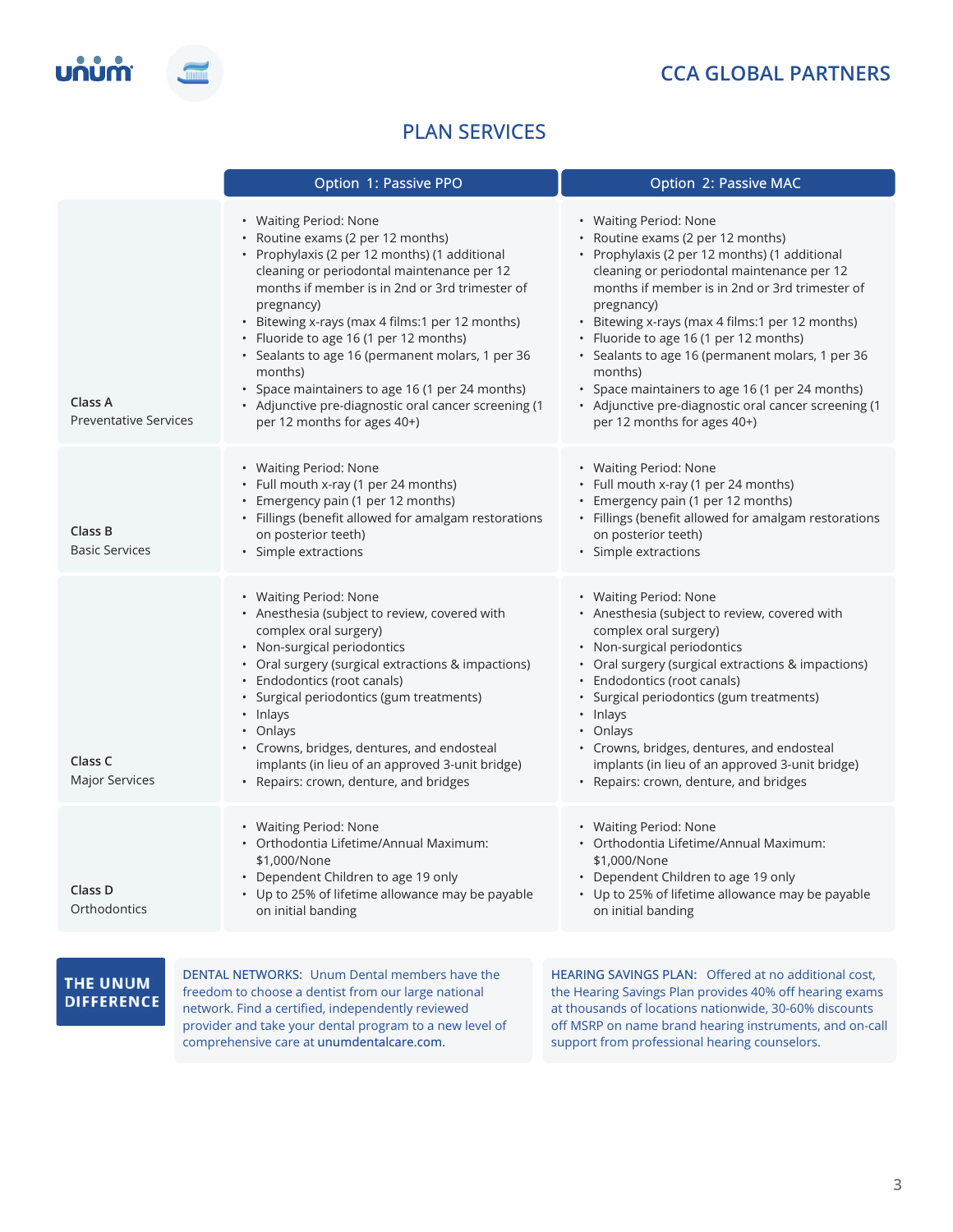# CCA GLOBAL PARTNERS

## PLAN SERVICES

| | Option 1: Passive PPO | Option 2: Passive MAC |
|---|---|---|
| **Class A**<br>Preventative Services | • Waiting Period: None<br>• Routine exams (2 per 12 months)<br>• Prophylaxis (2 per 12 months) (1 additional cleaning or periodontal maintenance per 12 months if member is in 2nd or 3rd trimester of pregnancy)<br>• Bitewing x-rays (max 4 films:1 per 12 months)<br>• Fluoride to age 16 (1 per 12 months)<br>• Sealants to age 16 (permanent molars, 1 per 36 months)<br>• Space maintainers to age 16 (1 per 24 months)<br>• Adjunctive pre-diagnostic oral cancer screening (1 per 12 months for ages 40+) | • Waiting Period: None<br>• Routine exams (2 per 12 months)<br>• Prophylaxis (2 per 12 months) (1 additional cleaning or periodontal maintenance per 12 months if member is in 2nd or 3rd trimester of pregnancy)<br>• Bitewing x-rays (max 4 films:1 per 12 months)<br>• Fluoride to age 16 (1 per 12 months)<br>• Sealants to age 16 (permanent molars, 1 per 36 months)<br>• Space maintainers to age 16 (1 per 24 months)<br>• Adjunctive pre-diagnostic oral cancer screening (1 per 12 months for ages 40+) |
| **Class B**<br>Basic Services | • Waiting Period: None<br>• Full mouth x-ray (1 per 24 months)<br>• Emergency pain (1 per 12 months)<br>• Fillings (benefit allowed for amalgam restorations on posterior teeth)<br>• Simple extractions | • Waiting Period: None<br>• Full mouth x-ray (1 per 24 months)<br>• Emergency pain (1 per 12 months)<br>• Fillings (benefit allowed for amalgam restorations on posterior teeth)<br>• Simple extractions |
| **Class C**<br>Major Services | • Waiting Period: None<br>• Anesthesia (subject to review, covered with complex oral surgery)<br>• Non-surgical periodontics<br>• Oral surgery (surgical extractions & impactions)<br>• Endodontics (root canals)<br>• Surgical periodontics (gum treatments)<br>• Inlays<br>• Onlays<br>• Crowns, bridges, dentures, and endosteal implants (in lieu of an approved 3-unit bridge)<br>• Repairs: crown, denture, and bridges | • Waiting Period: None<br>• Anesthesia (subject to review, covered with complex oral surgery)<br>• Non-surgical periodontics<br>• Oral surgery (surgical extractions & impactions)<br>• Endodontics (root canals)<br>• Surgical periodontics (gum treatments)<br>• Inlays<br>• Onlays<br>• Crowns, bridges, dentures, and endosteal implants (in lieu of an approved 3-unit bridge)<br>• Repairs: crown, denture, and bridges |
| **Class D**<br>Orthodontics | • Waiting Period: None<br>• Orthodontia Lifetime/Annual Maximum: $1,000/None<br>• Dependent Children to age 19 only<br>• Up to 25% of lifetime allowance may be payable on initial banding | • Waiting Period: None<br>• Orthodontia Lifetime/Annual Maximum: $1,000/None<br>• Dependent Children to age 19 only<br>• Up to 25% of lifetime allowance may be payable on initial banding |

**THE UNUM DIFFERENCE**

**DENTAL NETWORKS:** Unum Dental members have the freedom to choose a dentist from our large national network. Find a certified, independently reviewed provider and take your dental program to a new level of comprehensive care at unumdentalcare.com.

**HEARING SAVINGS PLAN:** Offered at no additional cost, the Hearing Savings Plan provides 40% off hearing exams at thousands of locations nationwide, 30-60% discounts off MSRP on name brand hearing instruments, and on-call support from professional hearing counselors.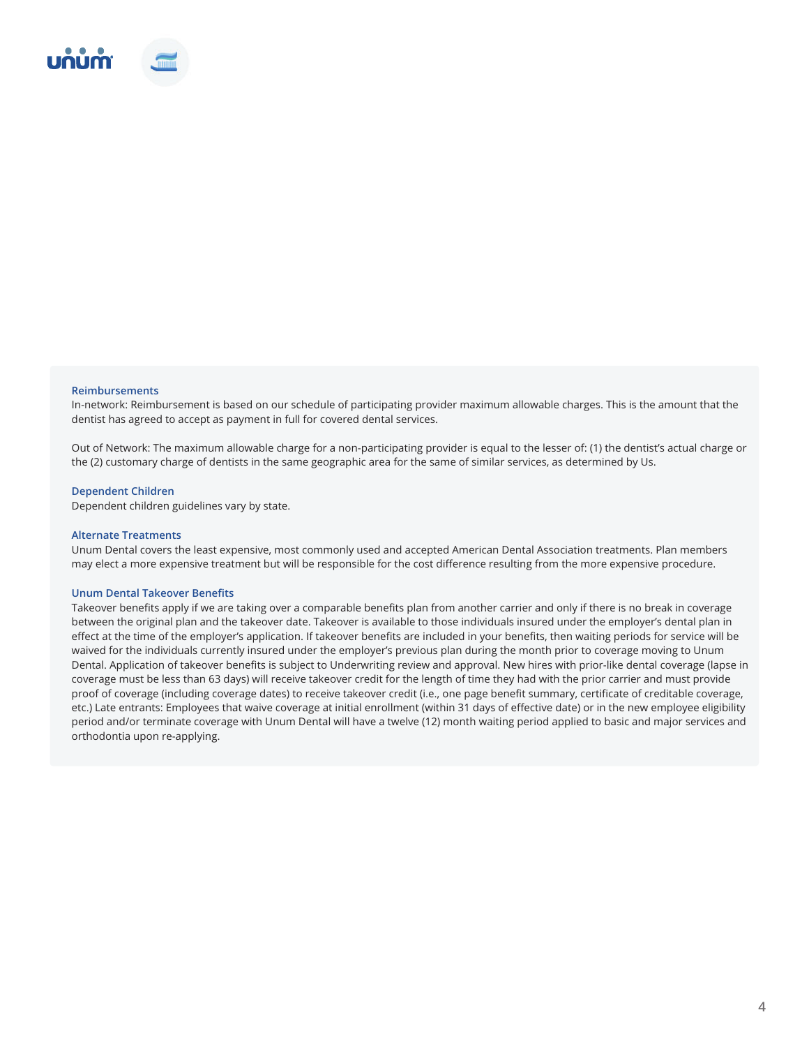### Reimbursements

In-network: Reimbursement is based on our schedule of participating provider maximum allowable charges. This is the amount that the dentist has agreed to accept as payment in full for covered dental services.

Out of Network: The maximum allowable charge for a non-participating provider is equal to the lesser of: (1) the dentist's actual charge or the (2) customary charge of dentists in the same geographic area for the same of similar services, as determined by Us.

### Dependent Children

Dependent children guidelines vary by state.

### Alternate Treatments

Unum Dental covers the least expensive, most commonly used and accepted American Dental Association treatments. Plan members may elect a more expensive treatment but will be responsible for the cost difference resulting from the more expensive procedure.

### Unum Dental Takeover Benefits

Takeover benefits apply if we are taking over a comparable benefits plan from another carrier and only if there is no break in coverage between the original plan and the takeover date. Takeover is available to those individuals insured under the employer's dental plan in effect at the time of the employer's application. If takeover benefits are included in your benefits, then waiting periods for service will be waived for the individuals currently insured under the employer's previous plan during the month prior to coverage moving to Unum Dental. Application of takeover benefits is subject to Underwriting review and approval. New hires with prior-like dental coverage (lapse in coverage must be less than 63 days) will receive takeover credit for the length of time they had with the prior carrier and must provide proof of coverage (including coverage dates) to receive takeover credit (i.e., one page benefit summary, certificate of creditable coverage, etc.) Late entrants: Employees that waive coverage at initial enrollment (within 31 days of effective date) or in the new employee eligibility period and/or terminate coverage with Unum Dental will have a twelve (12) month waiting period applied to basic and major services and orthodontia upon re-applying.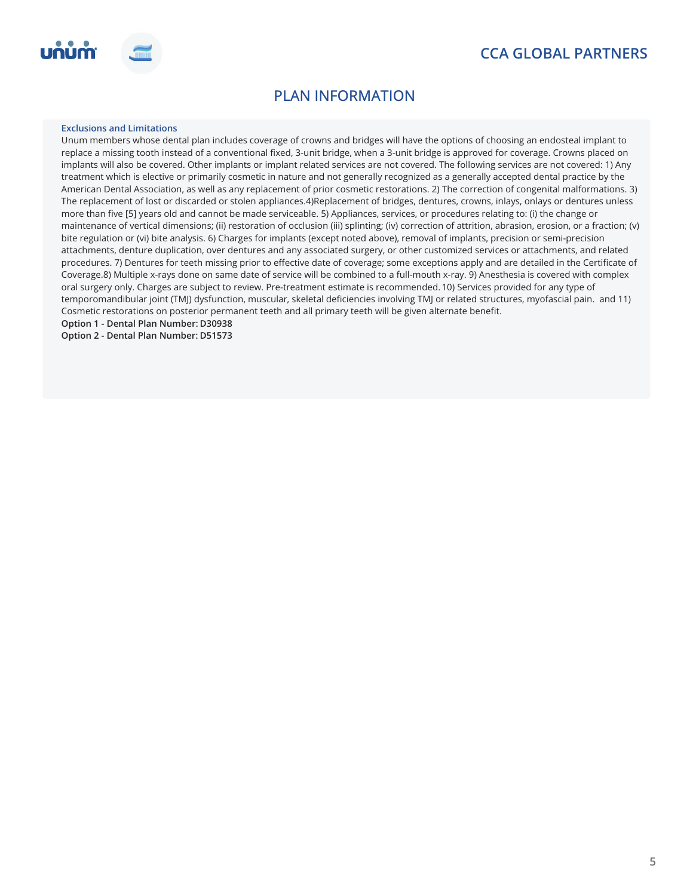# PLAN INFORMATION

### Exclusions and Limitations

Unum members whose dental plan includes coverage of crowns and bridges will have the options of choosing an endosteal implant to replace a missing tooth instead of a conventional fixed, 3-unit bridge, when a 3-unit bridge is approved for coverage. Crowns placed on implants will also be covered. Other implants or implant related services are not covered. The following services are not covered: 1) Any treatment which is elective or primarily cosmetic in nature and not generally recognized as a generally accepted dental practice by the American Dental Association, as well as any replacement of prior cosmetic restorations. 2) The correction of congenital malformations. 3) The replacement of lost or discarded or stolen appliances.4)Replacement of bridges, dentures, crowns, inlays, onlays or dentures unless more than five [5] years old and cannot be made serviceable. 5) Appliances, services, or procedures relating to: (i) the change or maintenance of vertical dimensions; (ii) restoration of occlusion (iii) splinting; (iv) correction of attrition, abrasion, erosion, or a fraction; (v) bite regulation or (vi) bite analysis. 6) Charges for implants (except noted above), removal of implants, precision or semi-precision attachments, denture duplication, over dentures and any associated surgery, or other customized services or attachments, and related procedures. 7) Dentures for teeth missing prior to effective date of coverage; some exceptions apply and are detailed in the Certificate of Coverage.8) Multiple x-rays done on same date of service will be combined to a full-mouth x-ray. 9) Anesthesia is covered with complex oral surgery only. Charges are subject to review. Pre-treatment estimate is recommended. 10) Services provided for any type of temporomandibular joint (TMJ) dysfunction, muscular, skeletal deficiencies involving TMJ or related structures, myofascial pain. and 11) Cosmetic restorations on posterior permanent teeth and all primary teeth will be given alternate benefit.

**Option 1 - Dental Plan Number: D30938**

**Option 2 - Dental Plan Number: D51573**